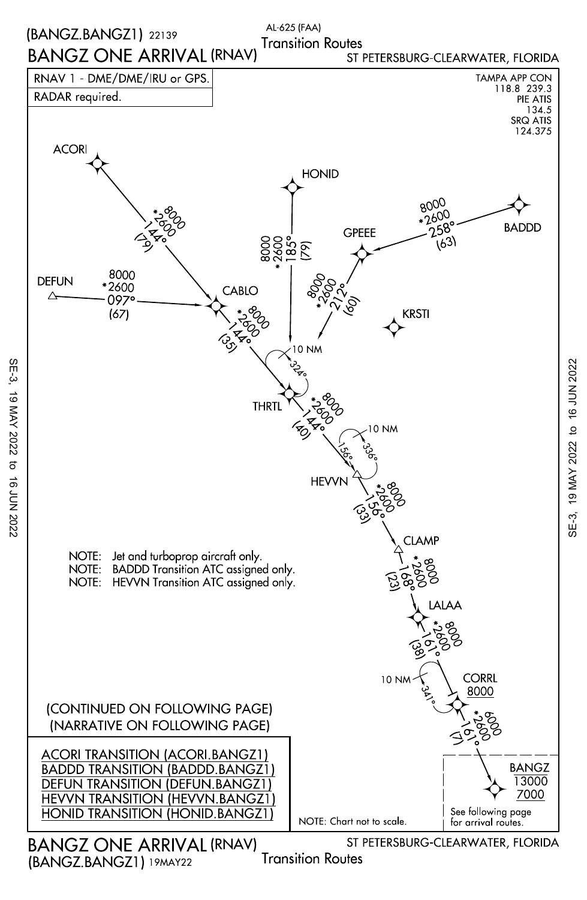# (BANGZ.BANGZ1) 22139

# BANGZ ONE ARRIVAL (RNAV)

AL-625 (FAA)

Transition Routes

ST PETERSBURG-CLEARWATER, FLORIDA

RNAV 1 - DME/DME/IRU or GPS.

RADAR required.

TAMPA APP CON
118.8 239.3
PIE ATIS
134.5
SRQ ATIS
124.375

ACORI — 8000 *2600 144° (79) — CABLO

DEFUN — 8000 *2600 097° (67) — CABLO

HONID — 8000 *2600 185° (79)

BADDD — 8000 *2600 258° (63) — GPEEE

GPEEE — 8000 *2600 212° (60)

KRSTI

10 NM 324°

CABLO — 8000 *2600 144° (35) — THRTL

THRTL — 8000 *2600 144° (40) — HEVVN

10 NM 156° 336°

HEVVN — 8000 *2600 156° (33) — CLAMP

CLAMP — 8000 *2600 168° (23) — LALAA

LALAA — 8000 *2600 161° (38) — CORRL

10 NM 341°

CORRL 8000

CORRL — 6000 *2600 161° (7) — BANGZ

BANGZ 13000 7000

See following page for arrival routes.

NOTE: Jet and turboprop aircraft only.
NOTE: BADDD Transition ATC assigned only.
NOTE: HEVVN Transition ATC assigned only.

(CONTINUED ON FOLLOWING PAGE)
(NARRATIVE ON FOLLOWING PAGE)

ACORI TRANSITION (ACORI.BANGZ1)
BADDD TRANSITION (BADDD.BANGZ1)
DEFUN TRANSITION (DEFUN.BANGZ1)
HEVVN TRANSITION (HEVVN.BANGZ1)
HONID TRANSITION (HONID.BANGZ1)

NOTE: Chart not to scale.

SE-3, 19 MAY 2022 to 16 JUN 2022

BANGZ ONE ARRIVAL (RNAV)
(BANGZ.BANGZ1) 19MAY22

ST PETERSBURG-CLEARWATER, FLORIDA
Transition Routes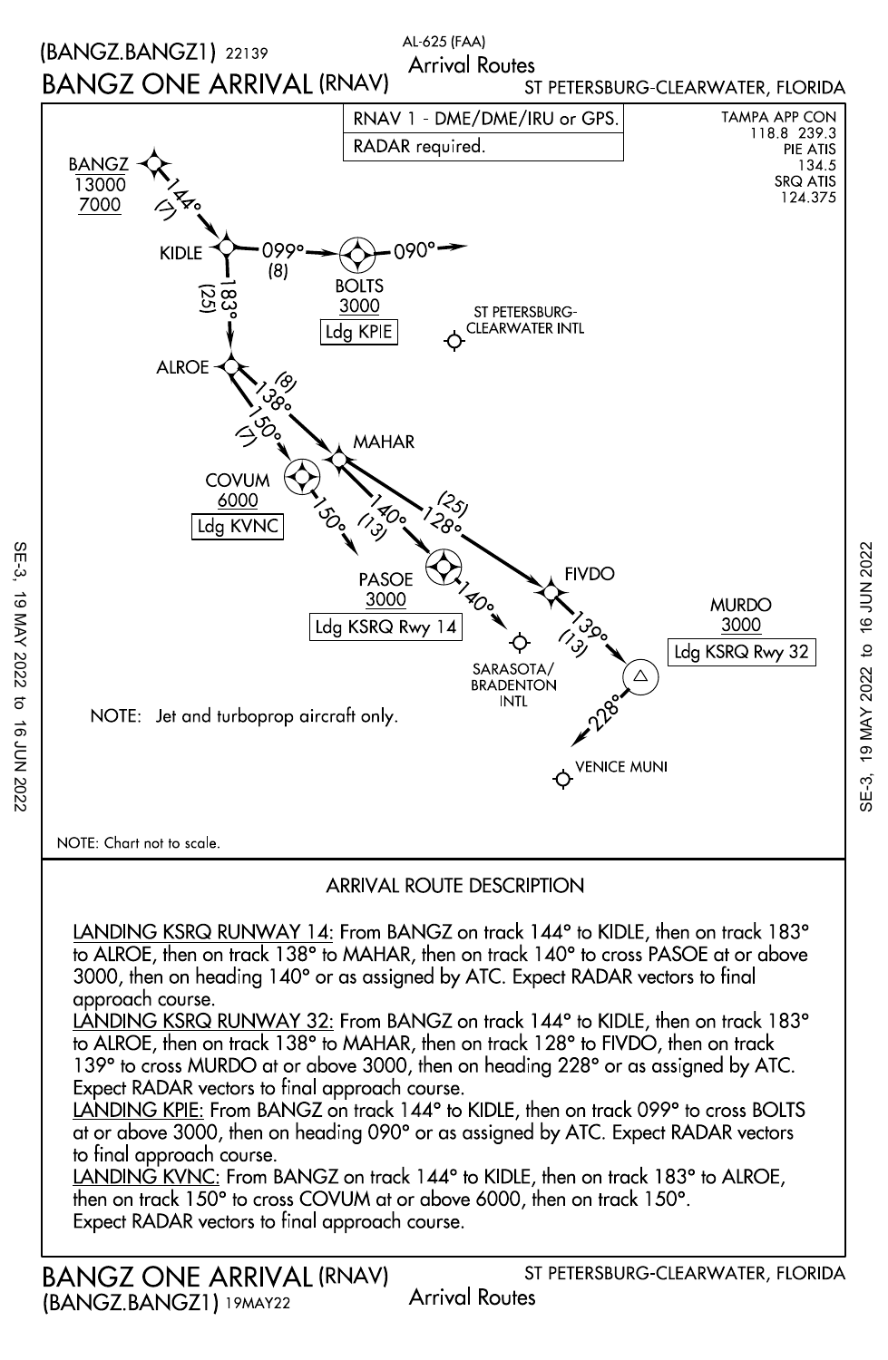(BANGZ.BANGZ1) 22139

AL-625 (FAA)

Arrival Routes

# BANGZ ONE ARRIVAL (RNAV)

ST PETERSBURG-CLEARWATER, FLORIDA

RNAV 1 - DME/DME/IRU or GPS.

RADAR required.

TAMPA APP CON
118.8 239.3
PIE ATIS
134.5
SRQ ATIS
124.375

BANGZ
13000
7000

144°
(7)

KIDLE

099°
(8)

BOLTS
3000
Ldg KPIE

090°

183°
(25)

ST PETERSBURG-CLEARWATER INTL

ALROE

(8)
138°

150°
(7)

MAHAR

COVUM
6000
Ldg KVNC

150°

140°
(13)

(25)
128°

PASOE
3000
Ldg KSRQ Rwy 14

140°

FIVDO

139°
(13)

MURDO
3000
Ldg KSRQ Rwy 32

SARASOTA/
BRADENTON
INTL

228°

VENICE MUNI

NOTE: Jet and turboprop aircraft only.

NOTE: Chart not to scale.

## ARRIVAL ROUTE DESCRIPTION

LANDING KSRQ RUNWAY 14: From BANGZ on track 144° to KIDLE, then on track 183° to ALROE, then on track 138° to MAHAR, then on track 140° to cross PASOE at or above 3000, then on heading 140° or as assigned by ATC. Expect RADAR vectors to final approach course.

LANDING KSRQ RUNWAY 32: From BANGZ on track 144° to KIDLE, then on track 183° to ALROE, then on track 138° to MAHAR, then on track 128° to FIVDO, then on track 139° to cross MURDO at or above 3000, then on heading 228° or as assigned by ATC. Expect RADAR vectors to final approach course.

LANDING KPIE: From BANGZ on track 144° to KIDLE, then on track 099° to cross BOLTS at or above 3000, then on heading 090° or as assigned by ATC. Expect RADAR vectors to final approach course.

LANDING KVNC: From BANGZ on track 144° to KIDLE, then on track 183° to ALROE, then on track 150° to cross COVUM at or above 6000, then on track 150°. Expect RADAR vectors to final approach course.

BANGZ ONE ARRIVAL (RNAV)
(BANGZ.BANGZ1) 19MAY22

ST PETERSBURG-CLEARWATER, FLORIDA
Arrival Routes